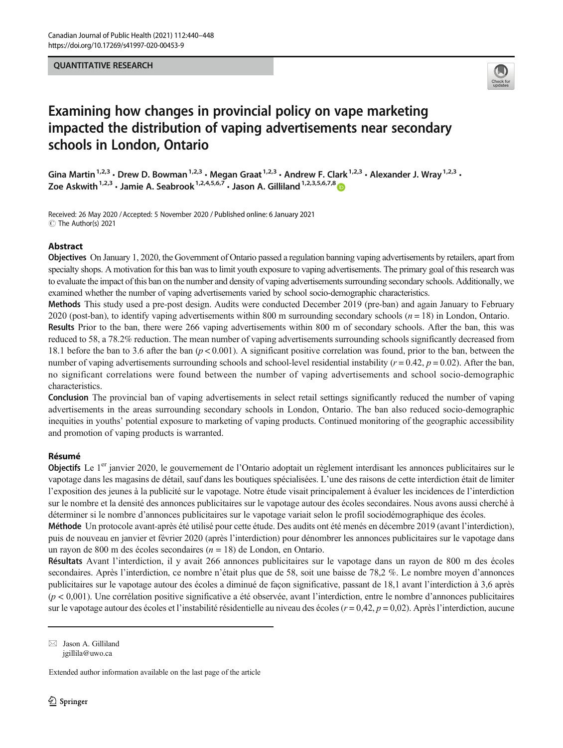QUANTITATIVE RESEARCH

# Examining how changes in provincial policy on vape marketing impacted the distribution of vaping advertisements near secondary schools in London, Ontario

Gina Martin[1,2,3] · Drew D. Bowman[1,2,3] · Megan Graat[1,2,3] · Andrew F. Clark[1,2,3] · Alexander J. Wray[1,2,3] · Zoe Askwith[1,2,3] · Jamie A. Seabrook[1,2,4,5,6,7] · Jason A. Gilliland[1,2,3,5,6,7,8]

Received: 26 May 2020 / Accepted: 5 November 2020 / Published online: 6 January 2021
© The Author(s) 2021

## Abstract

**Objectives** On January 1, 2020, the Government of Ontario passed a regulation banning vaping advertisements by retailers, apart from specialty shops. A motivation for this ban was to limit youth exposure to vaping advertisements. The primary goal of this research was to evaluate the impact of this ban on the number and density of vaping advertisements surrounding secondary schools. Additionally, we examined whether the number of vaping advertisements varied by school socio-demographic characteristics.

**Methods** This study used a pre-post design. Audits were conducted December 2019 (pre-ban) and again January to February 2020 (post-ban), to identify vaping advertisements within 800 m surrounding secondary schools ($n = 18$) in London, Ontario.

**Results** Prior to the ban, there were 266 vaping advertisements within 800 m of secondary schools. After the ban, this was reduced to 58, a 78.2% reduction. The mean number of vaping advertisements surrounding schools significantly decreased from 18.1 before the ban to 3.6 after the ban ($p < 0.001$). A significant positive correlation was found, prior to the ban, between the number of vaping advertisements surrounding schools and school-level residential instability ($r = 0.42$, $p = 0.02$). After the ban, no significant correlations were found between the number of vaping advertisements and school socio-demographic characteristics.

**Conclusion** The provincial ban of vaping advertisements in select retail settings significantly reduced the number of vaping advertisements in the areas surrounding secondary schools in London, Ontario. The ban also reduced socio-demographic inequities in youths' potential exposure to marketing of vaping products. Continued monitoring of the geographic accessibility and promotion of vaping products is warranted.

## Résumé

**Objectifs** Le 1er janvier 2020, le gouvernement de l'Ontario adoptait un règlement interdisant les annonces publicitaires sur le vapotage dans les magasins de détail, sauf dans les boutiques spécialisées. L'une des raisons de cette interdiction était de limiter l'exposition des jeunes à la publicité sur le vapotage. Notre étude visait principalement à évaluer les incidences de l'interdiction sur le nombre et la densité des annonces publicitaires sur le vapotage autour des écoles secondaires. Nous avons aussi cherché à déterminer si le nombre d'annonces publicitaires sur le vapotage variait selon le profil sociodémographique des écoles.

**Méthode** Un protocole avant-après été utilisé pour cette étude. Des audits ont été menés en décembre 2019 (avant l'interdiction), puis de nouveau en janvier et février 2020 (après l'interdiction) pour dénombrer les annonces publicitaires sur le vapotage dans un rayon de 800 m des écoles secondaires ($n = 18$) de London, en Ontario.

**Résultats** Avant l'interdiction, il y avait 266 annonces publicitaires sur le vapotage dans un rayon de 800 m des écoles secondaires. Après l'interdiction, ce nombre n'était plus que de 58, soit une baisse de 78,2 %. Le nombre moyen d'annonces publicitaires sur le vapotage autour des écoles a diminué de façon significative, passant de 18,1 avant l'interdiction à 3,6 après ($p < 0{,}001$). Une corrélation positive significative a été observée, avant l'interdiction, entre le nombre d'annonces publicitaires sur le vapotage autour des écoles et l'instabilité résidentielle au niveau des écoles ($r = 0{,}42$, $p = 0{,}02$). Après l'interdiction, aucune

---

✉ Jason A. Gilliland
jgillila@uwo.ca

Extended author information available on the last page of the article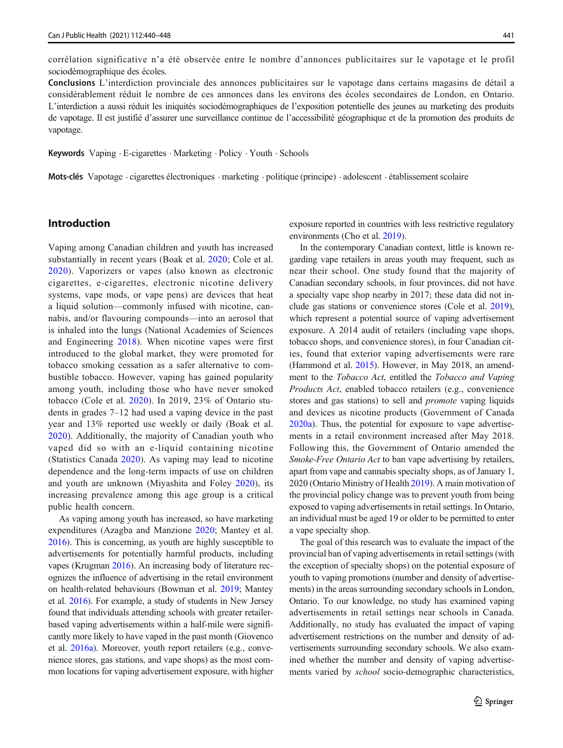corrélation significative n'a été observée entre le nombre d'annonces publicitaires sur le vapotage et le profil sociodémographique des écoles.

**Conclusions** L'interdiction provinciale des annonces publicitaires sur le vapotage dans certains magasins de détail a considérablement réduit le nombre de ces annonces dans les environs des écoles secondaires de London, en Ontario. L'interdiction a aussi réduit les iniquités sociodémographiques de l'exposition potentielle des jeunes au marketing des produits de vapotage. Il est justifié d'assurer une surveillance continue de l'accessibilité géographique et de la promotion des produits de vapotage.

**Keywords** Vaping · E-cigarettes · Marketing · Policy · Youth · Schools

**Mots-clés** Vapotage · cigarettes électroniques · marketing · politique (principe) · adolescent · établissement scolaire

## Introduction

Vaping among Canadian children and youth has increased substantially in recent years (Boak et al. 2020; Cole et al. 2020). Vaporizers or vapes (also known as electronic cigarettes, e-cigarettes, electronic nicotine delivery systems, vape mods, or vape pens) are devices that heat a liquid solution—commonly infused with nicotine, cannabis, and/or flavouring compounds—into an aerosol that is inhaled into the lungs (National Academies of Sciences and Engineering 2018). When nicotine vapes were first introduced to the global market, they were promoted for tobacco smoking cessation as a safer alternative to combustible tobacco. However, vaping has gained popularity among youth, including those who have never smoked tobacco (Cole et al. 2020). In 2019, 23% of Ontario students in grades 7–12 had used a vaping device in the past year and 13% reported use weekly or daily (Boak et al. 2020). Additionally, the majority of Canadian youth who vaped did so with an e-liquid containing nicotine (Statistics Canada 2020). As vaping may lead to nicotine dependence and the long-term impacts of use on children and youth are unknown (Miyashita and Foley 2020), its increasing prevalence among this age group is a critical public health concern.

As vaping among youth has increased, so have marketing expenditures (Azagba and Manzione 2020; Mantey et al. 2016). This is concerning, as youth are highly susceptible to advertisements for potentially harmful products, including vapes (Krugman 2016). An increasing body of literature recognizes the influence of advertising in the retail environment on health-related behaviours (Bowman et al. 2019; Mantey et al. 2016). For example, a study of students in New Jersey found that individuals attending schools with greater retailer-based vaping advertisements within a half-mile were significantly more likely to have vaped in the past month (Giovenco et al. 2016a). Moreover, youth report retailers (e.g., convenience stores, gas stations, and vape shops) as the most common locations for vaping advertisement exposure, with higher exposure reported in countries with less restrictive regulatory environments (Cho et al. 2019).

In the contemporary Canadian context, little is known regarding vape retailers in areas youth may frequent, such as near their school. One study found that the majority of Canadian secondary schools, in four provinces, did not have a specialty vape shop nearby in 2017; these data did not include gas stations or convenience stores (Cole et al. 2019), which represent a potential source of vaping advertisement exposure. A 2014 audit of retailers (including vape shops, tobacco shops, and convenience stores), in four Canadian cities, found that exterior vaping advertisements were rare (Hammond et al. 2015). However, in May 2018, an amendment to the *Tobacco Act*, entitled the *Tobacco and Vaping Products Act*, enabled tobacco retailers (e.g., convenience stores and gas stations) to sell and *promote* vaping liquids and devices as nicotine products (Government of Canada 2020a). Thus, the potential for exposure to vape advertisements in a retail environment increased after May 2018. Following this, the Government of Ontario amended the *Smoke-Free Ontario Act* to ban vape advertising by retailers, apart from vape and cannabis specialty shops, as of January 1, 2020 (Ontario Ministry of Health 2019). A main motivation of the provincial policy change was to prevent youth from being exposed to vaping advertisements in retail settings. In Ontario, an individual must be aged 19 or older to be permitted to enter a vape specialty shop.

The goal of this research was to evaluate the impact of the provincial ban of vaping advertisements in retail settings (with the exception of specialty shops) on the potential exposure of youth to vaping promotions (number and density of advertisements) in the areas surrounding secondary schools in London, Ontario. To our knowledge, no study has examined vaping advertisements in retail settings near schools in Canada. Additionally, no study has evaluated the impact of vaping advertisement restrictions on the number and density of advertisements surrounding secondary schools. We also examined whether the number and density of vaping advertisements varied by *school* socio-demographic characteristics,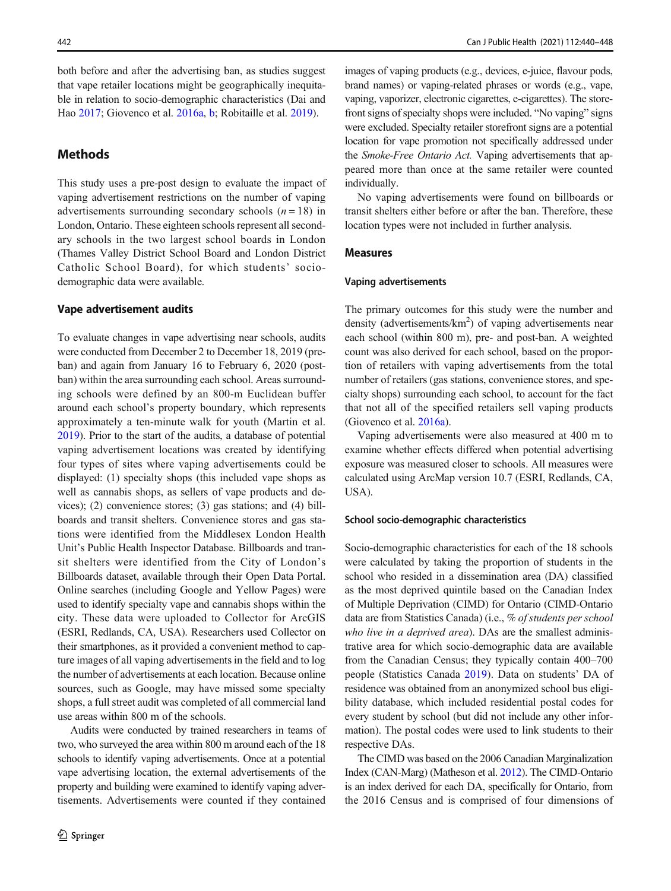both before and after the advertising ban, as studies suggest that vape retailer locations might be geographically inequitable in relation to socio-demographic characteristics (Dai and Hao 2017; Giovenco et al. 2016a, b; Robitaille et al. 2019).

## Methods

This study uses a pre-post design to evaluate the impact of vaping advertisement restrictions on the number of vaping advertisements surrounding secondary schools ($n = 18$) in London, Ontario. These eighteen schools represent all secondary schools in the two largest school boards in London (Thames Valley District School Board and London District Catholic School Board), for which students' socio-demographic data were available.

### Vape advertisement audits

To evaluate changes in vape advertising near schools, audits were conducted from December 2 to December 18, 2019 (pre-ban) and again from January 16 to February 6, 2020 (post-ban) within the area surrounding each school. Areas surrounding schools were defined by an 800-m Euclidean buffer around each school's property boundary, which represents approximately a ten-minute walk for youth (Martin et al. 2019). Prior to the start of the audits, a database of potential vaping advertisement locations was created by identifying four types of sites where vaping advertisements could be displayed: (1) specialty shops (this included vape shops as well as cannabis shops, as sellers of vape products and devices); (2) convenience stores; (3) gas stations; and (4) billboards and transit shelters. Convenience stores and gas stations were identified from the Middlesex London Health Unit's Public Health Inspector Database. Billboards and transit shelters were identified from the City of London's Billboards dataset, available through their Open Data Portal. Online searches (including Google and Yellow Pages) were used to identify specialty vape and cannabis shops within the city. These data were uploaded to Collector for ArcGIS (ESRI, Redlands, CA, USA). Researchers used Collector on their smartphones, as it provided a convenient method to capture images of all vaping advertisements in the field and to log the number of advertisements at each location. Because online sources, such as Google, may have missed some specialty shops, a full street audit was completed of all commercial land use areas within 800 m of the schools.

Audits were conducted by trained researchers in teams of two, who surveyed the area within 800 m around each of the 18 schools to identify vaping advertisements. Once at a potential vape advertising location, the external advertisements of the property and building were examined to identify vaping advertisements. Advertisements were counted if they contained images of vaping products (e.g., devices, e-juice, flavour pods, brand names) or vaping-related phrases or words (e.g., vape, vaping, vaporizer, electronic cigarettes, e-cigarettes). The storefront signs of specialty shops were included. "No vaping" signs were excluded. Specialty retailer storefront signs are a potential location for vape promotion not specifically addressed under the *Smoke-Free Ontario Act.* Vaping advertisements that appeared more than once at the same retailer were counted individually.

No vaping advertisements were found on billboards or transit shelters either before or after the ban. Therefore, these location types were not included in further analysis.

### Measures

#### Vaping advertisements

The primary outcomes for this study were the number and density (advertisements/km$^2$) of vaping advertisements near each school (within 800 m), pre- and post-ban. A weighted count was also derived for each school, based on the proportion of retailers with vaping advertisements from the total number of retailers (gas stations, convenience stores, and specialty shops) surrounding each school, to account for the fact that not all of the specified retailers sell vaping products (Giovenco et al. 2016a).

Vaping advertisements were also measured at 400 m to examine whether effects differed when potential advertising exposure was measured closer to schools. All measures were calculated using ArcMap version 10.7 (ESRI, Redlands, CA, USA).

#### School socio-demographic characteristics

Socio-demographic characteristics for each of the 18 schools were calculated by taking the proportion of students in the school who resided in a dissemination area (DA) classified as the most deprived quintile based on the Canadian Index of Multiple Deprivation (CIMD) for Ontario (CIMD-Ontario data are from Statistics Canada) (i.e., *% of students per school who live in a deprived area*). DAs are the smallest administrative area for which socio-demographic data are available from the Canadian Census; they typically contain 400–700 people (Statistics Canada 2019). Data on students' DA of residence was obtained from an anonymized school bus eligibility database, which included residential postal codes for every student by school (but did not include any other information). The postal codes were used to link students to their respective DAs.

The CIMD was based on the 2006 Canadian Marginalization Index (CAN-Marg) (Matheson et al. 2012). The CIMD-Ontario is an index derived for each DA, specifically for Ontario, from the 2016 Census and is comprised of four dimensions of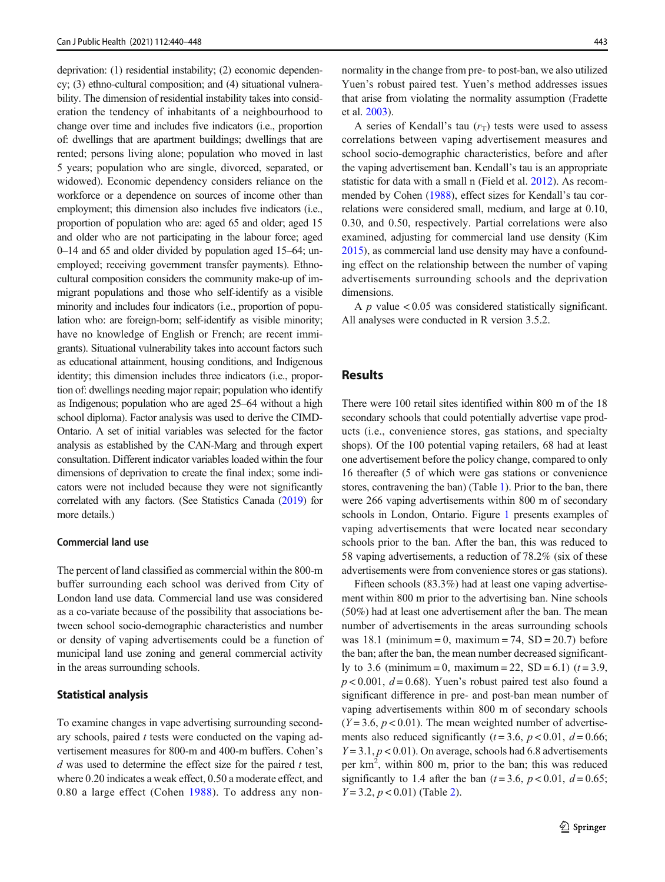deprivation: (1) residential instability; (2) economic dependency; (3) ethno-cultural composition; and (4) situational vulnerability. The dimension of residential instability takes into consideration the tendency of inhabitants of a neighbourhood to change over time and includes five indicators (i.e., proportion of: dwellings that are apartment buildings; dwellings that are rented; persons living alone; population who moved in last 5 years; population who are single, divorced, separated, or widowed). Economic dependency considers reliance on the workforce or a dependence on sources of income other than employment; this dimension also includes five indicators (i.e., proportion of population who are: aged 65 and older; aged 15 and older who are not participating in the labour force; aged 0–14 and 65 and older divided by population aged 15–64; unemployed; receiving government transfer payments). Ethno-cultural composition considers the community make-up of immigrant populations and those who self-identify as a visible minority and includes four indicators (i.e., proportion of population who: are foreign-born; self-identify as visible minority; have no knowledge of English or French; are recent immigrants). Situational vulnerability takes into account factors such as educational attainment, housing conditions, and Indigenous identity; this dimension includes three indicators (i.e., proportion of: dwellings needing major repair; population who identify as Indigenous; population who are aged 25–64 without a high school diploma). Factor analysis was used to derive the CIMD-Ontario. A set of initial variables was selected for the factor analysis as established by the CAN-Marg and through expert consultation. Different indicator variables loaded within the four dimensions of deprivation to create the final index; some indicators were not included because they were not significantly correlated with any factors. (See Statistics Canada (2019) for more details.)

#### Commercial land use

The percent of land classified as commercial within the 800-m buffer surrounding each school was derived from City of London land use data. Commercial land use was considered as a co-variate because of the possibility that associations between school socio-demographic characteristics and number or density of vaping advertisements could be a function of municipal land use zoning and general commercial activity in the areas surrounding schools.

### Statistical analysis

To examine changes in vape advertising surrounding secondary schools, paired *t* tests were conducted on the vaping advertisement measures for 800-m and 400-m buffers. Cohen's *d* was used to determine the effect size for the paired *t* test, where 0.20 indicates a weak effect, 0.50 a moderate effect, and 0.80 a large effect (Cohen 1988). To address any non-normality in the change from pre- to post-ban, we also utilized Yuen's robust paired test. Yuen's method addresses issues that arise from violating the normality assumption (Fradette et al. 2003).

A series of Kendall's tau ($r_T$) tests were used to assess correlations between vaping advertisement measures and school socio-demographic characteristics, before and after the vaping advertisement ban. Kendall's tau is an appropriate statistic for data with a small n (Field et al. 2012). As recommended by Cohen (1988), effect sizes for Kendall's tau correlations were considered small, medium, and large at 0.10, 0.30, and 0.50, respectively. Partial correlations were also examined, adjusting for commercial land use density (Kim 2015), as commercial land use density may have a confounding effect on the relationship between the number of vaping advertisements surrounding schools and the deprivation dimensions.

A *p* value $< 0.05$ was considered statistically significant. All analyses were conducted in R version 3.5.2.

## Results

There were 100 retail sites identified within 800 m of the 18 secondary schools that could potentially advertise vape products (i.e., convenience stores, gas stations, and specialty shops). Of the 100 potential vaping retailers, 68 had at least one advertisement before the policy change, compared to only 16 thereafter (5 of which were gas stations or convenience stores, contravening the ban) (Table 1). Prior to the ban, there were 266 vaping advertisements within 800 m of secondary schools in London, Ontario. Figure 1 presents examples of vaping advertisements that were located near secondary schools prior to the ban. After the ban, this was reduced to 58 vaping advertisements, a reduction of 78.2% (six of these advertisements were from convenience stores or gas stations).

Fifteen schools (83.3%) had at least one vaping advertisement within 800 m prior to the advertising ban. Nine schools (50%) had at least one advertisement after the ban. The mean number of advertisements in the areas surrounding schools was 18.1 (minimum = 0, maximum = 74, SD = 20.7) before the ban; after the ban, the mean number decreased significantly to 3.6 (minimum = 0, maximum = 22, SD = 6.1) ($t = 3.9$, $p < 0.001$, $d = 0.68$). Yuen's robust paired test also found a significant difference in pre- and post-ban mean number of vaping advertisements within 800 m of secondary schools ($Y = 3.6$, $p < 0.01$). The mean weighted number of advertisements also reduced significantly ($t = 3.6$, $p < 0.01$, $d = 0.66$; $Y = 3.1$, $p < 0.01$). On average, schools had 6.8 advertisements per $km^2$, within 800 m, prior to the ban; this was reduced significantly to 1.4 after the ban ($t = 3.6$, $p < 0.01$, $d = 0.65$; $Y = 3.2$, $p < 0.01$) (Table 2).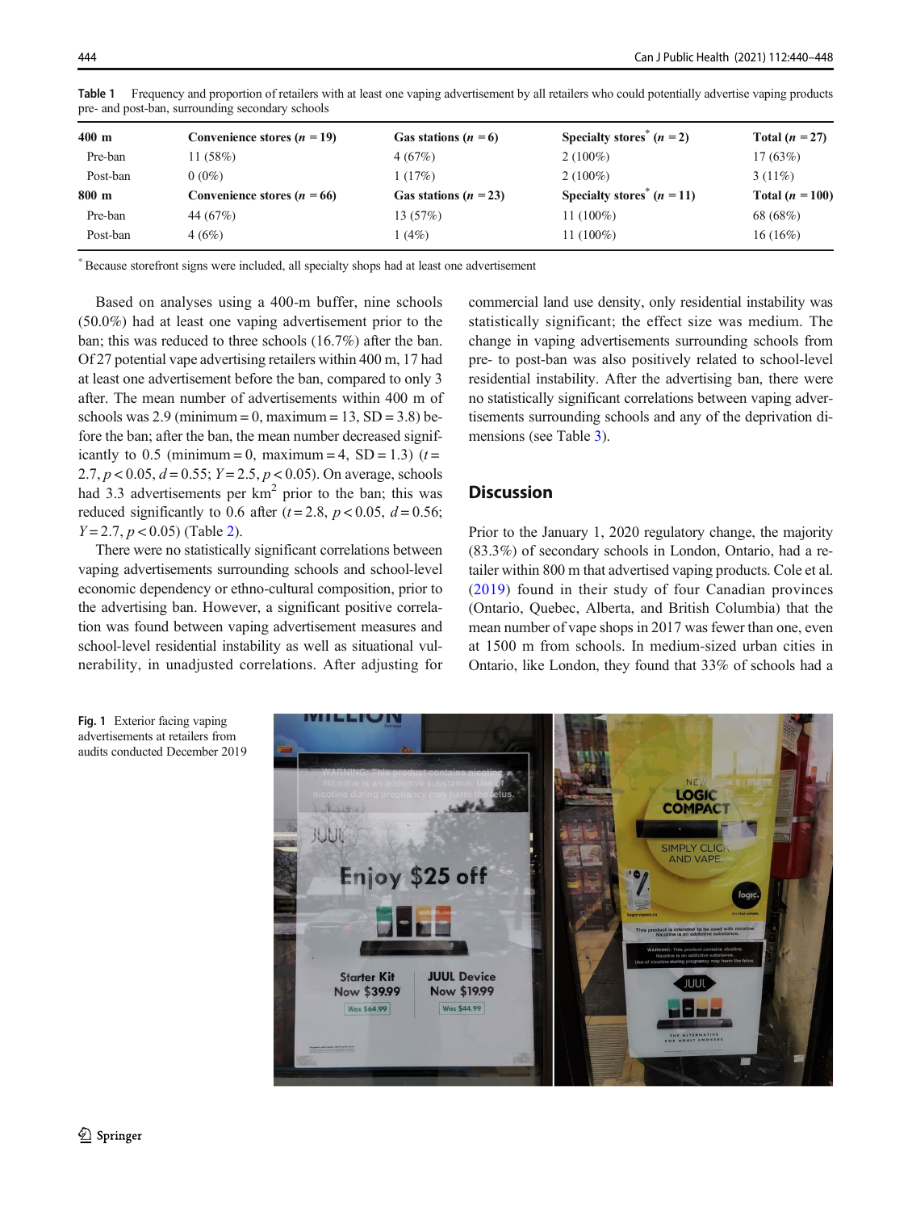**Table 1** Frequency and proportion of retailers with at least one vaping advertisement by all retailers who could potentially advertise vaping products pre- and post-ban, surrounding secondary schools

| **400 m** | **Convenience stores ($n$ = 19)** | **Gas stations ($n$ = 6)** | **Specialty stores* ($n$ = 2)** | **Total ($n$ = 27)** |
|---|---|---|---|---|
| Pre-ban | 11 (58%) | 4 (67%) | 2 (100%) | 17 (63%) |
| Post-ban | 0 (0%) | 1 (17%) | 2 (100%) | 3 (11%) |
| **800 m** | **Convenience stores ($n$ = 66)** | **Gas stations ($n$ = 23)** | **Specialty stores* ($n$ = 11)** | **Total ($n$ = 100)** |
| Pre-ban | 44 (67%) | 13 (57%) | 11 (100%) | 68 (68%) |
| Post-ban | 4 (6%) | 1 (4%) | 11 (100%) | 16 (16%) |

* Because storefront signs were included, all specialty shops had at least one advertisement

Based on analyses using a 400-m buffer, nine schools (50.0%) had at least one vaping advertisement prior to the ban; this was reduced to three schools (16.7%) after the ban. Of 27 potential vape advertising retailers within 400 m, 17 had at least one advertisement before the ban, compared to only 3 after. The mean number of advertisements within 400 m of schools was 2.9 (minimum = 0, maximum = 13, SD = 3.8) before the ban; after the ban, the mean number decreased significantly to 0.5 (minimum = 0, maximum = 4, SD = 1.3) ($t$ = 2.7, $p < 0.05$, $d$ = 0.55; $Y$ = 2.5, $p < 0.05$). On average, schools had 3.3 advertisements per km$^2$ prior to the ban; this was reduced significantly to 0.6 after ($t$ = 2.8, $p < 0.05$, $d$ = 0.56; $Y$ = 2.7, $p < 0.05$) (Table 2).

There were no statistically significant correlations between vaping advertisements surrounding schools and school-level economic dependency or ethno-cultural composition, prior to the advertising ban. However, a significant positive correlation was found between vaping advertisement measures and school-level residential instability as well as situational vulnerability, in unadjusted correlations. After adjusting for commercial land use density, only residential instability was statistically significant; the effect size was medium. The change in vaping advertisements surrounding schools from pre- to post-ban was also positively related to school-level residential instability. After the advertising ban, there were no statistically significant correlations between vaping advertisements surrounding schools and any of the deprivation dimensions (see Table 3).

## Discussion

Prior to the January 1, 2020 regulatory change, the majority (83.3%) of secondary schools in London, Ontario, had a retailer within 800 m that advertised vaping products. Cole et al. (2019) found in their study of four Canadian provinces (Ontario, Quebec, Alberta, and British Columbia) that the mean number of vape shops in 2017 was fewer than one, even at 1500 m from schools. In medium-sized urban cities in Ontario, like London, they found that 33% of schools had a

**Fig. 1** Exterior facing vaping advertisements at retailers from audits conducted December 2019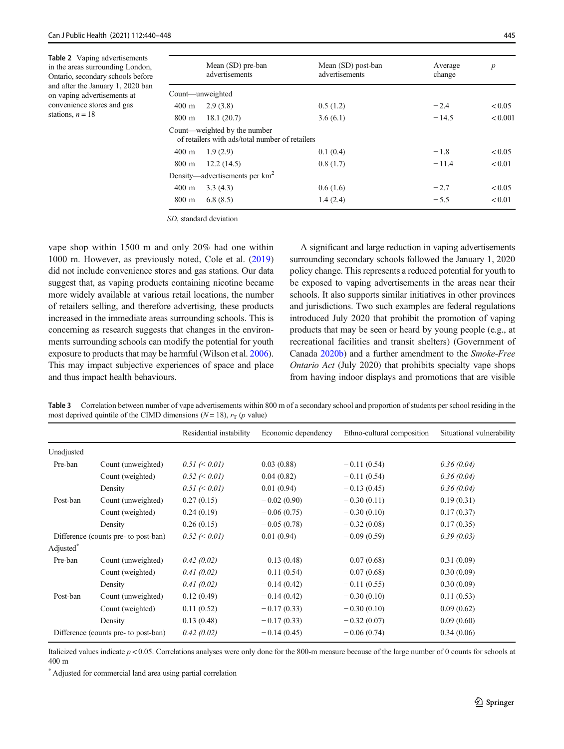**Table 2** Vaping advertisements in the areas surrounding London, Ontario, secondary schools before and after the January 1, 2020 ban on vaping advertisements at convenience stores and gas stations, $n = 18$

| | Mean (SD) pre-ban advertisements | Mean (SD) post-ban advertisements | Average change | $p$ |
|---|---|---|---|---|
| Count—unweighted | | | | |
| 400 m | 2.9 (3.8) | 0.5 (1.2) | − 2.4 | < 0.05 |
| 800 m | 18.1 (20.7) | 3.6 (6.1) | − 14.5 | < 0.001 |
| Count—weighted by the number of retailers with ads/total number of retailers | | | | |
| 400 m | 1.9 (2.9) | 0.1 (0.4) | − 1.8 | < 0.05 |
| 800 m | 12.2 (14.5) | 0.8 (1.7) | − 11.4 | < 0.01 |
| Density—advertisements per km$^2$ | | | | |
| 400 m | 3.3 (4.3) | 0.6 (1.6) | − 2.7 | < 0.05 |
| 800 m | 6.8 (8.5) | 1.4 (2.4) | − 5.5 | < 0.01 |

*SD*, standard deviation

vape shop within 1500 m and only 20% had one within 1000 m. However, as previously noted, Cole et al. (2019) did not include convenience stores and gas stations. Our data suggest that, as vaping products containing nicotine became more widely available at various retail locations, the number of retailers selling, and therefore advertising, these products increased in the immediate areas surrounding schools. This is concerning as research suggests that changes in the environments surrounding schools can modify the potential for youth exposure to products that may be harmful (Wilson et al. 2006). This may impact subjective experiences of space and place and thus impact health behaviours.

A significant and large reduction in vaping advertisements surrounding secondary schools followed the January 1, 2020 policy change. This represents a reduced potential for youth to be exposed to vaping advertisements in the areas near their schools. It also supports similar initiatives in other provinces and jurisdictions. Two such examples are federal regulations introduced July 2020 that prohibit the promotion of vaping products that may be seen or heard by young people (e.g., at recreational facilities and transit shelters) (Government of Canada 2020b) and a further amendment to the *Smoke-Free Ontario Act* (July 2020) that prohibits specialty vape shops from having indoor displays and promotions that are visible

**Table 3** Correlation between number of vape advertisements within 800 m of a secondary school and proportion of students per school residing in the most deprived quintile of the CIMD dimensions ($N = 18$), $r_T$ ($p$ value)

| | | Residential instability | Economic dependency | Ethno-cultural composition | Situational vulnerability |
|---|---|---|---|---|---|
| Unadjusted | | | | | |
| Pre-ban | Count (unweighted) | *0.51 (< 0.01)* | 0.03 (0.88) | − 0.11 (0.54) | *0.36 (0.04)* |
| | Count (weighted) | *0.52 (< 0.01)* | 0.04 (0.82) | − 0.11 (0.54) | *0.36 (0.04)* |
| | Density | *0.51 (< 0.01)* | 0.01 (0.94) | − 0.13 (0.45) | *0.36 (0.04)* |
| Post-ban | Count (unweighted) | 0.27 (0.15) | − 0.02 (0.90) | − 0.30 (0.11) | 0.19 (0.31) |
| | Count (weighted) | 0.24 (0.19) | − 0.06 (0.75) | − 0.30 (0.10) | 0.17 (0.37) |
| | Density | 0.26 (0.15) | − 0.05 (0.78) | − 0.32 (0.08) | 0.17 (0.35) |
| Difference (counts pre- to post-ban) | | *0.52 (< 0.01)* | 0.01 (0.94) | − 0.09 (0.59) | *0.39 (0.03)* |
| Adjusted* | | | | | |
| Pre-ban | Count (unweighted) | *0.42 (0.02)* | − 0.13 (0.48) | − 0.07 (0.68) | 0.31 (0.09) |
| | Count (weighted) | *0.41 (0.02)* | − 0.11 (0.54) | − 0.07 (0.68) | 0.30 (0.09) |
| | Density | *0.41 (0.02)* | − 0.14 (0.42) | − 0.11 (0.55) | 0.30 (0.09) |
| Post-ban | Count (unweighted) | 0.12 (0.49) | − 0.14 (0.42) | − 0.30 (0.10) | 0.11 (0.53) |
| | Count (weighted) | 0.11 (0.52) | − 0.17 (0.33) | − 0.30 (0.10) | 0.09 (0.62) |
| | Density | 0.13 (0.48) | − 0.17 (0.33) | − 0.32 (0.07) | 0.09 (0.60) |
| Difference (counts pre- to post-ban) | | *0.42 (0.02)* | − 0.14 (0.45) | − 0.06 (0.74) | 0.34 (0.06) |

Italicized values indicate $p < 0.05$. Correlations analyses were only done for the 800-m measure because of the large number of 0 counts for schools at 400 m

* Adjusted for commercial land area using partial correlation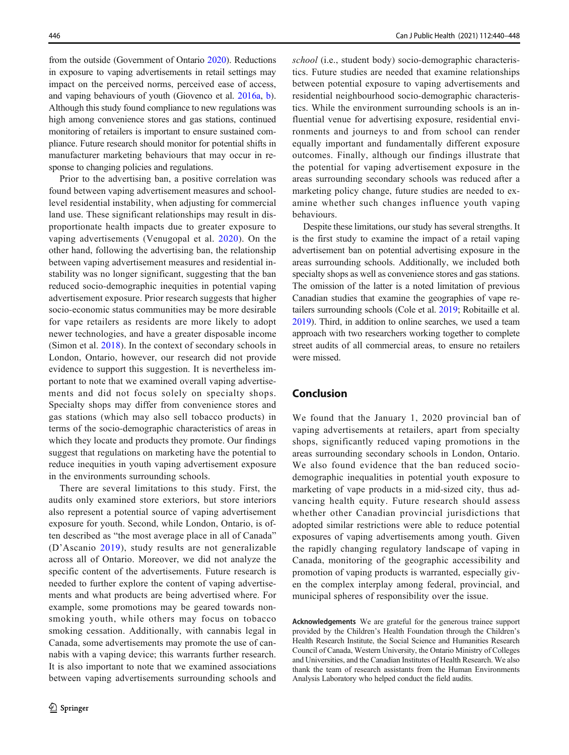from the outside (Government of Ontario 2020). Reductions in exposure to vaping advertisements in retail settings may impact on the perceived norms, perceived ease of access, and vaping behaviours of youth (Giovenco et al. 2016a, b). Although this study found compliance to new regulations was high among convenience stores and gas stations, continued monitoring of retailers is important to ensure sustained compliance. Future research should monitor for potential shifts in manufacturer marketing behaviours that may occur in response to changing policies and regulations.

Prior to the advertising ban, a positive correlation was found between vaping advertisement measures and school-level residential instability, when adjusting for commercial land use. These significant relationships may result in disproportionate health impacts due to greater exposure to vaping advertisements (Venugopal et al. 2020). On the other hand, following the advertising ban, the relationship between vaping advertisement measures and residential instability was no longer significant, suggesting that the ban reduced socio-demographic inequities in potential vaping advertisement exposure. Prior research suggests that higher socio-economic status communities may be more desirable for vape retailers as residents are more likely to adopt newer technologies, and have a greater disposable income (Simon et al. 2018). In the context of secondary schools in London, Ontario, however, our research did not provide evidence to support this suggestion. It is nevertheless important to note that we examined overall vaping advertisements and did not focus solely on specialty shops. Specialty shops may differ from convenience stores and gas stations (which may also sell tobacco products) in terms of the socio-demographic characteristics of areas in which they locate and products they promote. Our findings suggest that regulations on marketing have the potential to reduce inequities in youth vaping advertisement exposure in the environments surrounding schools.

There are several limitations to this study. First, the audits only examined store exteriors, but store interiors also represent a potential source of vaping advertisement exposure for youth. Second, while London, Ontario, is often described as "the most average place in all of Canada" (D'Ascanio 2019), study results are not generalizable across all of Ontario. Moreover, we did not analyze the specific content of the advertisements. Future research is needed to further explore the content of vaping advertisements and what products are being advertised where. For example, some promotions may be geared towards non-smoking youth, while others may focus on tobacco smoking cessation. Additionally, with cannabis legal in Canada, some advertisements may promote the use of cannabis with a vaping device; this warrants further research. It is also important to note that we examined associations between vaping advertisements surrounding schools and *school* (i.e., student body) socio-demographic characteristics. Future studies are needed that examine relationships between potential exposure to vaping advertisements and residential neighbourhood socio-demographic characteristics. While the environment surrounding schools is an influential venue for advertising exposure, residential environments and journeys to and from school can render equally important and fundamentally different exposure outcomes. Finally, although our findings illustrate that the potential for vaping advertisement exposure in the areas surrounding secondary schools was reduced after a marketing policy change, future studies are needed to examine whether such changes influence youth vaping behaviours.

Despite these limitations, our study has several strengths. It is the first study to examine the impact of a retail vaping advertisement ban on potential advertising exposure in the areas surrounding schools. Additionally, we included both specialty shops as well as convenience stores and gas stations. The omission of the latter is a noted limitation of previous Canadian studies that examine the geographies of vape retailers surrounding schools (Cole et al. 2019; Robitaille et al. 2019). Third, in addition to online searches, we used a team approach with two researchers working together to complete street audits of all commercial areas, to ensure no retailers were missed.

## Conclusion

We found that the January 1, 2020 provincial ban of vaping advertisements at retailers, apart from specialty shops, significantly reduced vaping promotions in the areas surrounding secondary schools in London, Ontario. We also found evidence that the ban reduced socio-demographic inequalities in potential youth exposure to marketing of vape products in a mid-sized city, thus advancing health equity. Future research should assess whether other Canadian provincial jurisdictions that adopted similar restrictions were able to reduce potential exposures of vaping advertisements among youth. Given the rapidly changing regulatory landscape of vaping in Canada, monitoring of the geographic accessibility and promotion of vaping products is warranted, especially given the complex interplay among federal, provincial, and municipal spheres of responsibility over the issue.

**Acknowledgements** We are grateful for the generous trainee support provided by the Children's Health Foundation through the Children's Health Research Institute, the Social Science and Humanities Research Council of Canada, Western University, the Ontario Ministry of Colleges and Universities, and the Canadian Institutes of Health Research. We also thank the team of research assistants from the Human Environments Analysis Laboratory who helped conduct the field audits.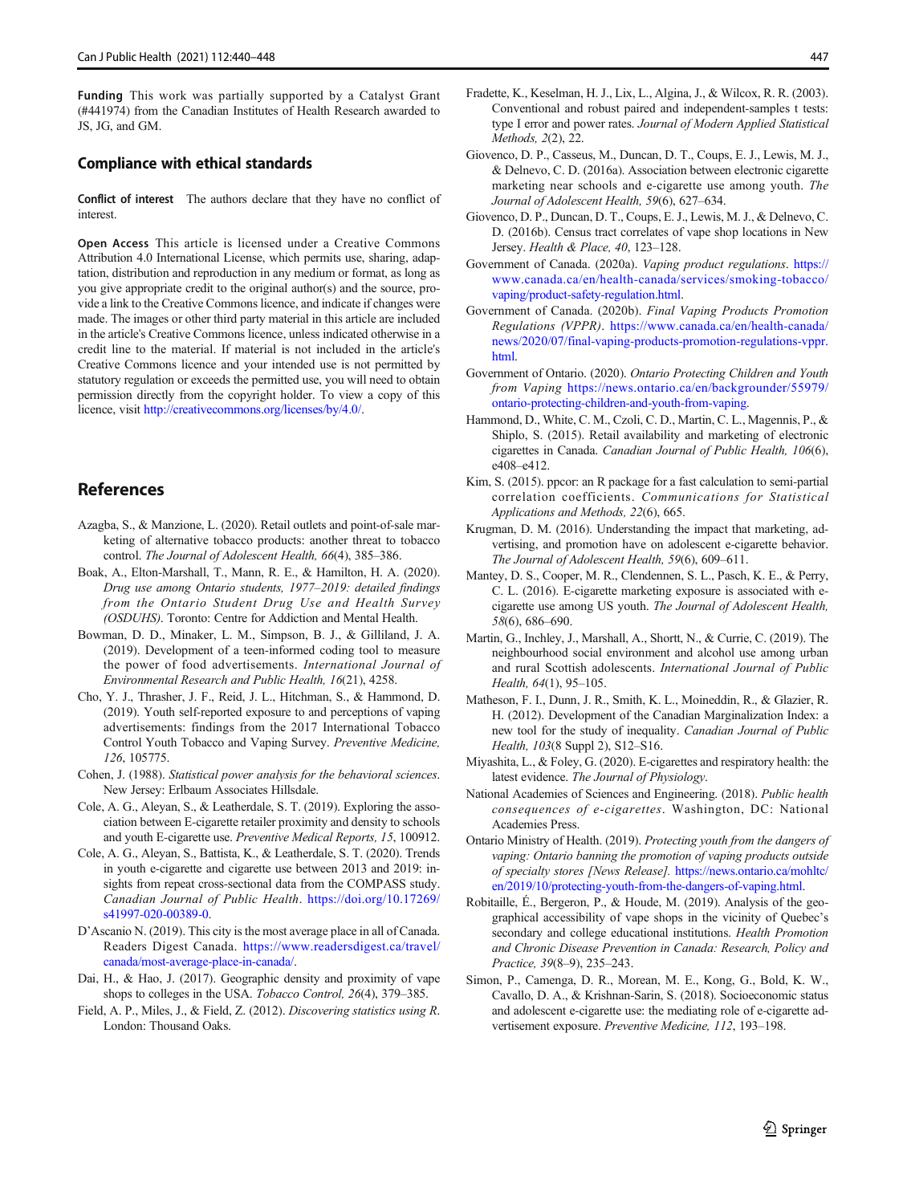**Funding** This work was partially supported by a Catalyst Grant (#441974) from the Canadian Institutes of Health Research awarded to JS, JG, and GM.

## Compliance with ethical standards

**Conflict of interest** The authors declare that they have no conflict of interest.

**Open Access** This article is licensed under a Creative Commons Attribution 4.0 International License, which permits use, sharing, adaptation, distribution and reproduction in any medium or format, as long as you give appropriate credit to the original author(s) and the source, provide a link to the Creative Commons licence, and indicate if changes were made. The images or other third party material in this article are included in the article's Creative Commons licence, unless indicated otherwise in a credit line to the material. If material is not included in the article's Creative Commons licence and your intended use is not permitted by statutory regulation or exceeds the permitted use, you will need to obtain permission directly from the copyright holder. To view a copy of this licence, visit http://creativecommons.org/licenses/by/4.0/.

## References

Azagba, S., & Manzione, L. (2020). Retail outlets and point-of-sale marketing of alternative tobacco products: another threat to tobacco control. *The Journal of Adolescent Health, 66*(4), 385–386.

Boak, A., Elton-Marshall, T., Mann, R. E., & Hamilton, H. A. (2020). *Drug use among Ontario students, 1977–2019: detailed findings from the Ontario Student Drug Use and Health Survey (OSDUHS)*. Toronto: Centre for Addiction and Mental Health.

Bowman, D. D., Minaker, L. M., Simpson, B. J., & Gilliland, J. A. (2019). Development of a teen-informed coding tool to measure the power of food advertisements. *International Journal of Environmental Research and Public Health, 16*(21), 4258.

Cho, Y. J., Thrasher, J. F., Reid, J. L., Hitchman, S., & Hammond, D. (2019). Youth self-reported exposure to and perceptions of vaping advertisements: findings from the 2017 International Tobacco Control Youth Tobacco and Vaping Survey. *Preventive Medicine, 126*, 105775.

Cohen, J. (1988). *Statistical power analysis for the behavioral sciences*. New Jersey: Erlbaum Associates Hillsdale.

Cole, A. G., Aleyan, S., & Leatherdale, S. T. (2019). Exploring the association between E-cigarette retailer proximity and density to schools and youth E-cigarette use. *Preventive Medical Reports, 15*, 100912.

Cole, A. G., Aleyan, S., Battista, K., & Leatherdale, S. T. (2020). Trends in youth e-cigarette and cigarette use between 2013 and 2019: insights from repeat cross-sectional data from the COMPASS study. *Canadian Journal of Public Health*. https://doi.org/10.17269/s41997-020-00389-0.

D'Ascanio N. (2019). This city is the most average place in all of Canada. Readers Digest Canada. https://www.readersdigest.ca/travel/canada/most-average-place-in-canada/.

Dai, H., & Hao, J. (2017). Geographic density and proximity of vape shops to colleges in the USA. *Tobacco Control, 26*(4), 379–385.

Field, A. P., Miles, J., & Field, Z. (2012). *Discovering statistics using R*. London: Thousand Oaks.

Fradette, K., Keselman, H. J., Lix, L., Algina, J., & Wilcox, R. R. (2003). Conventional and robust paired and independent-samples t tests: type I error and power rates. *Journal of Modern Applied Statistical Methods, 2*(2), 22.

Giovenco, D. P., Casseus, M., Duncan, D. T., Coups, E. J., Lewis, M. J., & Delnevo, C. D. (2016a). Association between electronic cigarette marketing near schools and e-cigarette use among youth. *The Journal of Adolescent Health, 59*(6), 627–634.

Giovenco, D. P., Duncan, D. T., Coups, E. J., Lewis, M. J., & Delnevo, C. D. (2016b). Census tract correlates of vape shop locations in New Jersey. *Health & Place, 40*, 123–128.

Government of Canada. (2020a). *Vaping product regulations*. https://www.canada.ca/en/health-canada/services/smoking-tobacco/vaping/product-safety-regulation.html.

Government of Canada. (2020b). *Final Vaping Products Promotion Regulations (VPPR)*. https://www.canada.ca/en/health-canada/news/2020/07/final-vaping-products-promotion-regulations-vppr.html.

Government of Ontario. (2020). *Ontario Protecting Children and Youth from Vaping* https://news.ontario.ca/en/backgrounder/55979/ontario-protecting-children-and-youth-from-vaping.

Hammond, D., White, C. M., Czoli, C. D., Martin, C. L., Magennis, P., & Shiplo, S. (2015). Retail availability and marketing of electronic cigarettes in Canada. *Canadian Journal of Public Health, 106*(6), e408–e412.

Kim, S. (2015). ppcor: an R package for a fast calculation to semi-partial correlation coefficients. *Communications for Statistical Applications and Methods, 22*(6), 665.

Krugman, D. M. (2016). Understanding the impact that marketing, advertising, and promotion have on adolescent e-cigarette behavior. *The Journal of Adolescent Health, 59*(6), 609–611.

Mantey, D. S., Cooper, M. R., Clendennen, S. L., Pasch, K. E., & Perry, C. L. (2016). E-cigarette marketing exposure is associated with e-cigarette use among US youth. *The Journal of Adolescent Health, 58*(6), 686–690.

Martin, G., Inchley, J., Marshall, A., Shortt, N., & Currie, C. (2019). The neighbourhood social environment and alcohol use among urban and rural Scottish adolescents. *International Journal of Public Health, 64*(1), 95–105.

Matheson, F. I., Dunn, J. R., Smith, K. L., Moineddin, R., & Glazier, R. H. (2012). Development of the Canadian Marginalization Index: a new tool for the study of inequality. *Canadian Journal of Public Health, 103*(8 Suppl 2), S12–S16.

Miyashita, L., & Foley, G. (2020). E-cigarettes and respiratory health: the latest evidence. *The Journal of Physiology*.

National Academies of Sciences and Engineering. (2018). *Public health consequences of e-cigarettes*. Washington, DC: National Academies Press.

Ontario Ministry of Health. (2019). *Protecting youth from the dangers of vaping: Ontario banning the promotion of vaping products outside of specialty stores [News Release].* https://news.ontario.ca/mohltc/en/2019/10/protecting-youth-from-the-dangers-of-vaping.html.

Robitaille, É., Bergeron, P., & Houde, M. (2019). Analysis of the geographical accessibility of vape shops in the vicinity of Quebec's secondary and college educational institutions. *Health Promotion and Chronic Disease Prevention in Canada: Research, Policy and Practice, 39*(8–9), 235–243.

Simon, P., Camenga, D. R., Morean, M. E., Kong, G., Bold, K. W., Cavallo, D. A., & Krishnan-Sarin, S. (2018). Socioeconomic status and adolescent e-cigarette use: the mediating role of e-cigarette advertisement exposure. *Preventive Medicine, 112*, 193–198.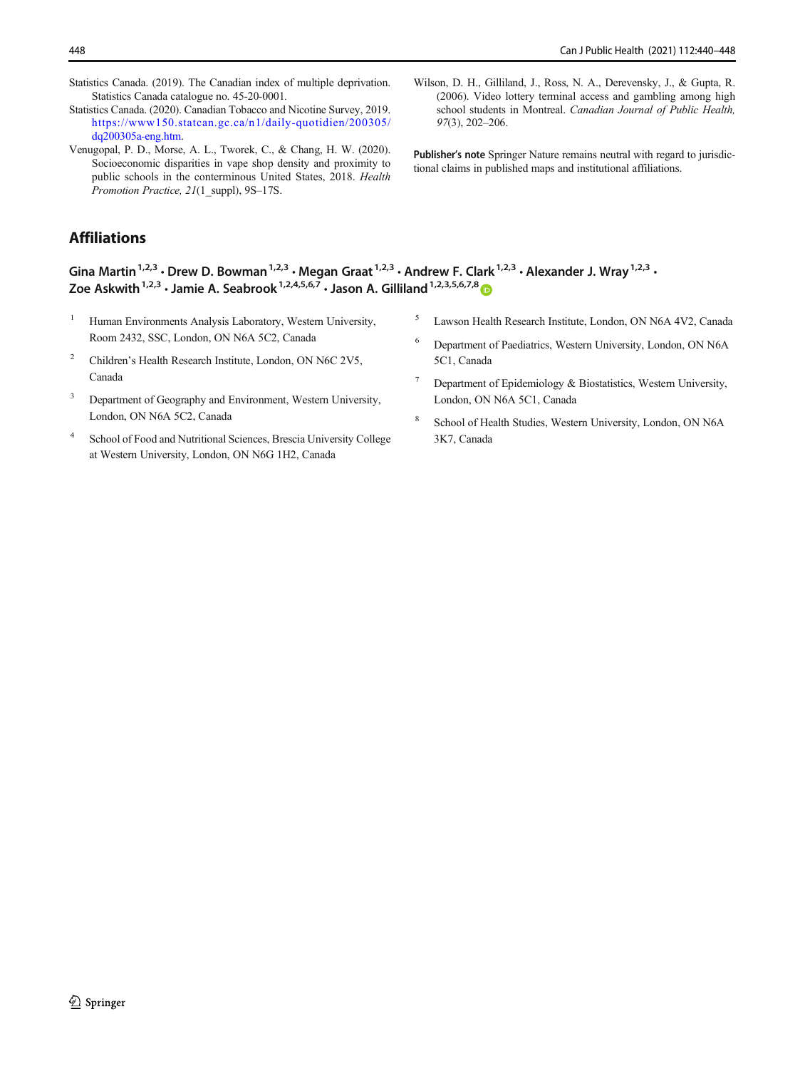Statistics Canada. (2019). The Canadian index of multiple deprivation. Statistics Canada catalogue no. 45-20-0001.

Statistics Canada. (2020). Canadian Tobacco and Nicotine Survey, 2019. https://www150.statcan.gc.ca/n1/daily-quotidien/200305/dq200305a-eng.htm.

Venugopal, P. D., Morse, A. L., Tworek, C., & Chang, H. W. (2020). Socioeconomic disparities in vape shop density and proximity to public schools in the conterminous United States, 2018. *Health Promotion Practice, 21*(1_suppl), 9S–17S.

Wilson, D. H., Gilliland, J., Ross, N. A., Derevensky, J., & Gupta, R. (2006). Video lottery terminal access and gambling among high school students in Montreal. *Canadian Journal of Public Health, 97*(3), 202–206.

**Publisher's note** Springer Nature remains neutral with regard to jurisdictional claims in published maps and institutional affiliations.

## Affiliations

**Gina Martin [1,2,3] · Drew D. Bowman [1,2,3] · Megan Graat [1,2,3] · Andrew F. Clark [1,2,3] · Alexander J. Wray [1,2,3] · Zoe Askwith [1,2,3] · Jamie A. Seabrook [1,2,4,5,6,7] · Jason A. Gilliland [1,2,3,5,6,7,8]**

[1] Human Environments Analysis Laboratory, Western University, Room 2432, SSC, London, ON N6A 5C2, Canada

[2] Children's Health Research Institute, London, ON N6C 2V5, Canada

[3] Department of Geography and Environment, Western University, London, ON N6A 5C2, Canada

[4] School of Food and Nutritional Sciences, Brescia University College at Western University, London, ON N6G 1H2, Canada

[5] Lawson Health Research Institute, London, ON N6A 4V2, Canada

[6] Department of Paediatrics, Western University, London, ON N6A 5C1, Canada

[7] Department of Epidemiology & Biostatistics, Western University, London, ON N6A 5C1, Canada

[8] School of Health Studies, Western University, London, ON N6A 3K7, Canada